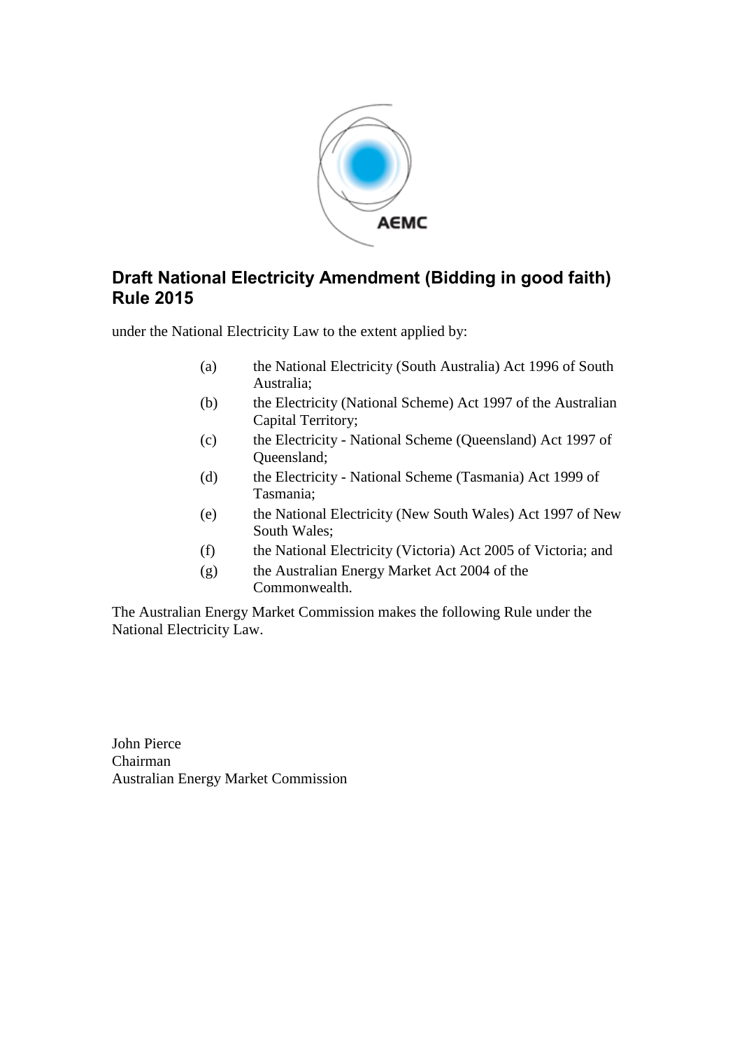# Draft National Electricity Amendment (Bidding in good faith) Rule 2015

under the National Electricity Law to the extent applied by:

(a) the National Electricity (South Australia) Act 1996 of South Australia;

(b) the Electricity (National Scheme) Act 1997 of the Australian Capital Territory;

(c) the Electricity - National Scheme (Queensland) Act 1997 of Queensland;

(d) the Electricity - National Scheme (Tasmania) Act 1999 of Tasmania;

(e) the National Electricity (New South Wales) Act 1997 of New South Wales;

(f) the National Electricity (Victoria) Act 2005 of Victoria; and

(g) the Australian Energy Market Act 2004 of the Commonwealth.

The Australian Energy Market Commission makes the following Rule under the National Electricity Law.

John Pierce
Chairman
Australian Energy Market Commission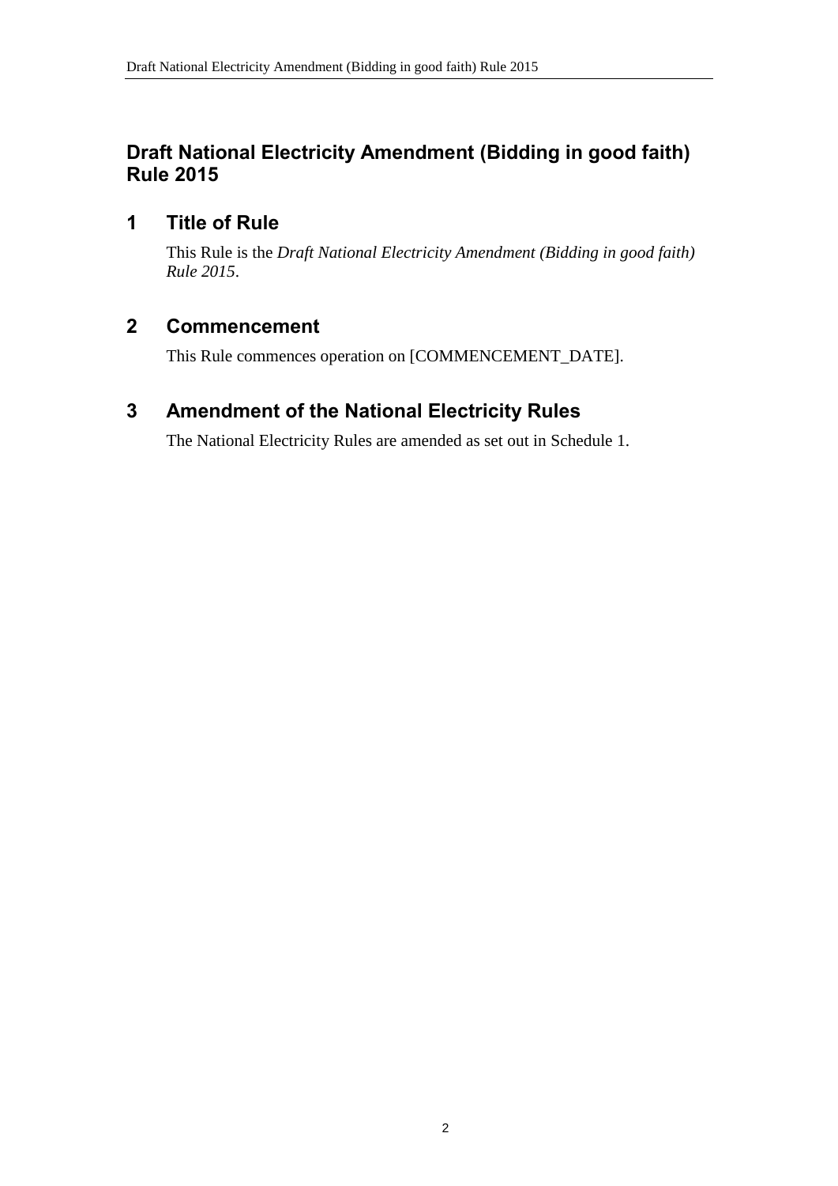# Draft National Electricity Amendment (Bidding in good faith) Rule 2015

## 1 Title of Rule

This Rule is the *Draft National Electricity Amendment (Bidding in good faith) Rule 2015*.

## 2 Commencement

This Rule commences operation on [COMMENCEMENT_DATE].

## 3 Amendment of the National Electricity Rules

The National Electricity Rules are amended as set out in Schedule 1.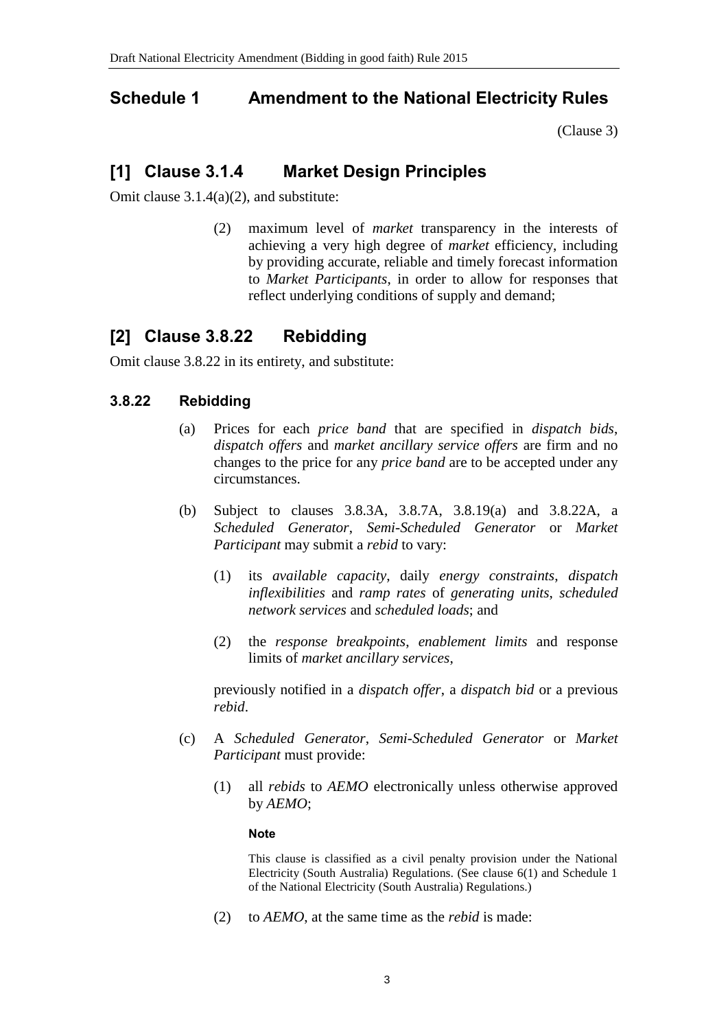## Schedule 1 Amendment to the National Electricity Rules

(Clause 3)

## [1] Clause 3.1.4 Market Design Principles

Omit clause 3.1.4(a)(2), and substitute:

(2) maximum level of *market* transparency in the interests of achieving a very high degree of *market* efficiency, including by providing accurate, reliable and timely forecast information to *Market Participants*, in order to allow for responses that reflect underlying conditions of supply and demand;

## [2] Clause 3.8.22 Rebidding

Omit clause 3.8.22 in its entirety, and substitute:

### 3.8.22 Rebidding

(a) Prices for each *price band* that are specified in *dispatch bids*, *dispatch offers* and *market ancillary service offers* are firm and no changes to the price for any *price band* are to be accepted under any circumstances.

(b) Subject to clauses 3.8.3A, 3.8.7A, 3.8.19(a) and 3.8.22A, a *Scheduled Generator*, *Semi-Scheduled Generator* or *Market Participant* may submit a *rebid* to vary:

(1) its *available capacity*, daily *energy constraints*, *dispatch inflexibilities* and *ramp rates* of *generating units*, *scheduled network services* and *scheduled loads*; and

(2) the *response breakpoints*, *enablement limits* and response limits of *market ancillary services*,

previously notified in a *dispatch offer*, a *dispatch bid* or a previous *rebid*.

(c) A *Scheduled Generator*, *Semi-Scheduled Generator* or *Market Participant* must provide:

(1) all *rebids* to *AEMO* electronically unless otherwise approved by *AEMO*;

**Note**

This clause is classified as a civil penalty provision under the National Electricity (South Australia) Regulations. (See clause 6(1) and Schedule 1 of the National Electricity (South Australia) Regulations.)

(2) to *AEMO*, at the same time as the *rebid* is made: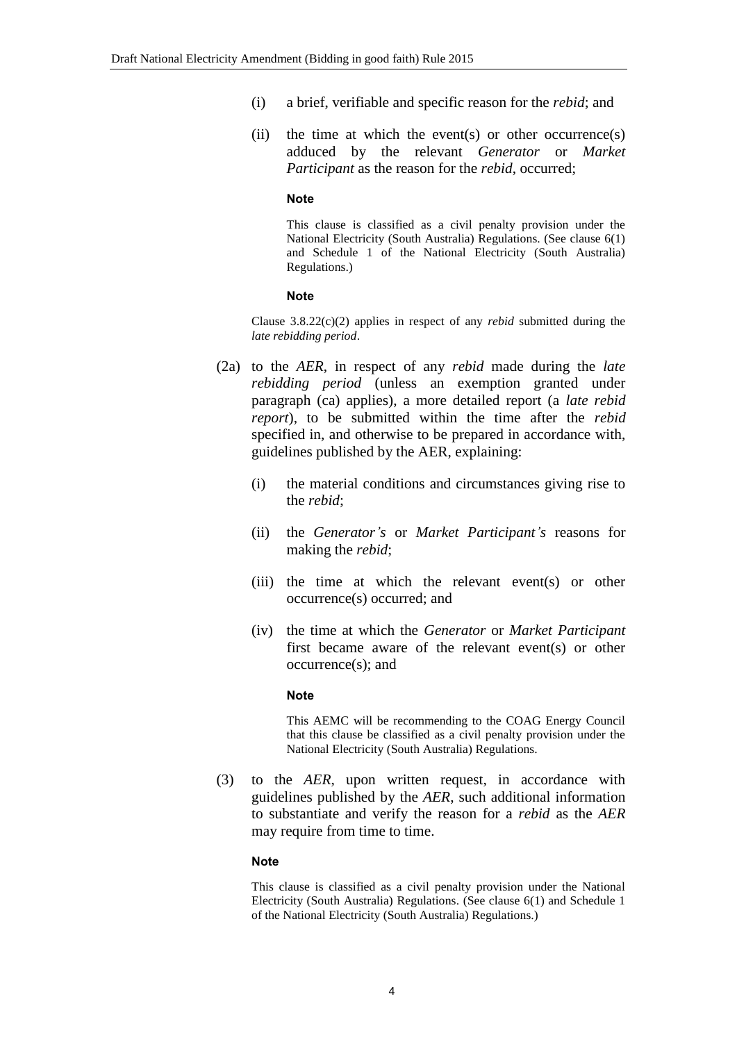(i) a brief, verifiable and specific reason for the *rebid*; and

(ii) the time at which the event(s) or other occurrence(s) adduced by the relevant *Generator* or *Market Participant* as the reason for the *rebid*, occurred;

**Note**

This clause is classified as a civil penalty provision under the National Electricity (South Australia) Regulations. (See clause 6(1) and Schedule 1 of the National Electricity (South Australia) Regulations.)

**Note**

Clause 3.8.22(c)(2) applies in respect of any *rebid* submitted during the *late rebidding period*.

(2a) to the *AER*, in respect of any *rebid* made during the *late rebidding period* (unless an exemption granted under paragraph (ca) applies), a more detailed report (a *late rebid report*), to be submitted within the time after the *rebid* specified in, and otherwise to be prepared in accordance with, guidelines published by the AER, explaining:

(i) the material conditions and circumstances giving rise to the *rebid*;

(ii) the *Generator's* or *Market Participant's* reasons for making the *rebid*;

(iii) the time at which the relevant event(s) or other occurrence(s) occurred; and

(iv) the time at which the *Generator* or *Market Participant* first became aware of the relevant event(s) or other occurrence(s); and

**Note**

This AEMC will be recommending to the COAG Energy Council that this clause be classified as a civil penalty provision under the National Electricity (South Australia) Regulations.

(3) to the *AER*, upon written request, in accordance with guidelines published by the *AER*, such additional information to substantiate and verify the reason for a *rebid* as the *AER* may require from time to time.

**Note**

This clause is classified as a civil penalty provision under the National Electricity (South Australia) Regulations. (See clause 6(1) and Schedule 1 of the National Electricity (South Australia) Regulations.)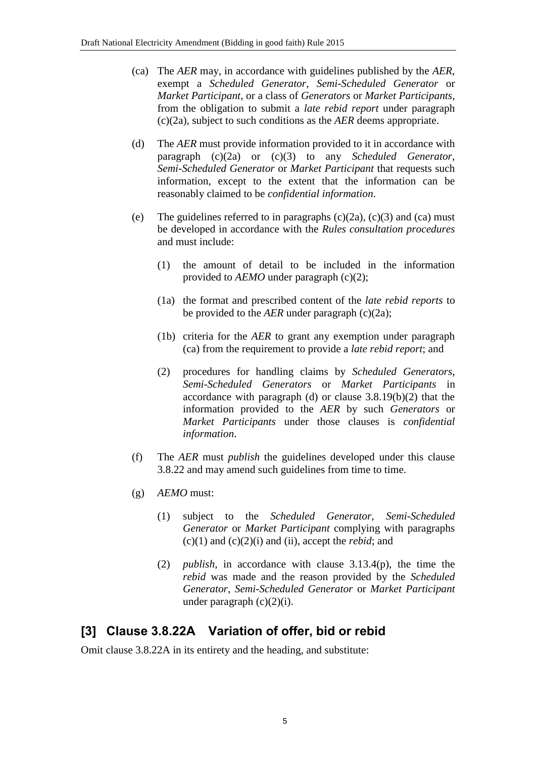(ca) The *AER* may, in accordance with guidelines published by the *AER*, exempt a *Scheduled Generator*, *Semi-Scheduled Generator* or *Market Participant*, or a class of *Generators* or *Market Participants*, from the obligation to submit a *late rebid report* under paragraph (c)(2a), subject to such conditions as the *AER* deems appropriate.

(d) The *AER* must provide information provided to it in accordance with paragraph (c)(2a) or (c)(3) to any *Scheduled Generator*, *Semi-Scheduled Generator* or *Market Participant* that requests such information, except to the extent that the information can be reasonably claimed to be *confidential information*.

(e) The guidelines referred to in paragraphs (c)(2a), (c)(3) and (ca) must be developed in accordance with the *Rules consultation procedures* and must include:

(1) the amount of detail to be included in the information provided to *AEMO* under paragraph (c)(2);

(1a) the format and prescribed content of the *late rebid reports* to be provided to the *AER* under paragraph (c)(2a);

(1b) criteria for the *AER* to grant any exemption under paragraph (ca) from the requirement to provide a *late rebid report*; and

(2) procedures for handling claims by *Scheduled Generators*, *Semi-Scheduled Generators* or *Market Participants* in accordance with paragraph (d) or clause 3.8.19(b)(2) that the information provided to the *AER* by such *Generators* or *Market Participants* under those clauses is *confidential information*.

(f) The *AER* must *publish* the guidelines developed under this clause 3.8.22 and may amend such guidelines from time to time.

(g) *AEMO* must:

(1) subject to the *Scheduled Generator*, *Semi-Scheduled Generator* or *Market Participant* complying with paragraphs (c)(1) and (c)(2)(i) and (ii), accept the *rebid*; and

(2) *publish*, in accordance with clause 3.13.4(p), the time the *rebid* was made and the reason provided by the *Scheduled Generator*, *Semi-Scheduled Generator* or *Market Participant* under paragraph (c)(2)(i).

## [3] Clause 3.8.22A Variation of offer, bid or rebid

Omit clause 3.8.22A in its entirety and the heading, and substitute: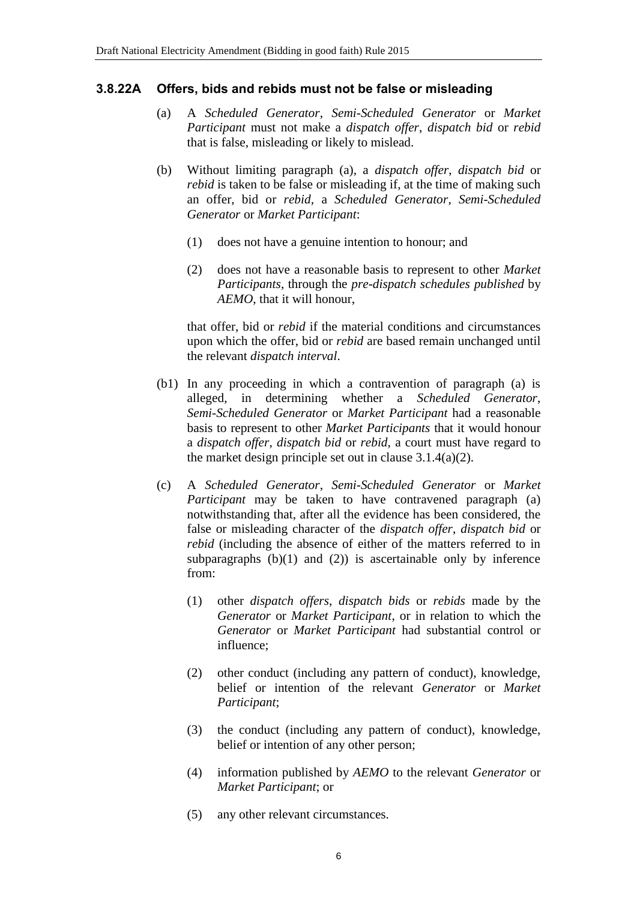### 3.8.22A Offers, bids and rebids must not be false or misleading

(a) A *Scheduled Generator*, *Semi-Scheduled Generator* or *Market Participant* must not make a *dispatch offer*, *dispatch bid* or *rebid* that is false, misleading or likely to mislead.

(b) Without limiting paragraph (a), a *dispatch offer*, *dispatch bid* or *rebid* is taken to be false or misleading if, at the time of making such an offer, bid or *rebid*, a *Scheduled Generator*, *Semi-Scheduled Generator* or *Market Participant*:

(1) does not have a genuine intention to honour; and

(2) does not have a reasonable basis to represent to other *Market Participants*, through the *pre-dispatch schedules published* by *AEMO*, that it will honour,

that offer, bid or *rebid* if the material conditions and circumstances upon which the offer, bid or *rebid* are based remain unchanged until the relevant *dispatch interval*.

(b1) In any proceeding in which a contravention of paragraph (a) is alleged, in determining whether a *Scheduled Generator*, *Semi-Scheduled Generator* or *Market Participant* had a reasonable basis to represent to other *Market Participants* that it would honour a *dispatch offer*, *dispatch bid* or *rebid*, a court must have regard to the market design principle set out in clause 3.1.4(a)(2).

(c) A *Scheduled Generator*, *Semi-Scheduled Generator* or *Market Participant* may be taken to have contravened paragraph (a) notwithstanding that, after all the evidence has been considered, the false or misleading character of the *dispatch offer*, *dispatch bid* or *rebid* (including the absence of either of the matters referred to in subparagraphs (b)(1) and (2)) is ascertainable only by inference from:

(1) other *dispatch offers*, *dispatch bids* or *rebids* made by the *Generator* or *Market Participant*, or in relation to which the *Generator* or *Market Participant* had substantial control or influence;

(2) other conduct (including any pattern of conduct), knowledge, belief or intention of the relevant *Generator* or *Market Participant*;

(3) the conduct (including any pattern of conduct), knowledge, belief or intention of any other person;

(4) information published by *AEMO* to the relevant *Generator* or *Market Participant*; or

(5) any other relevant circumstances.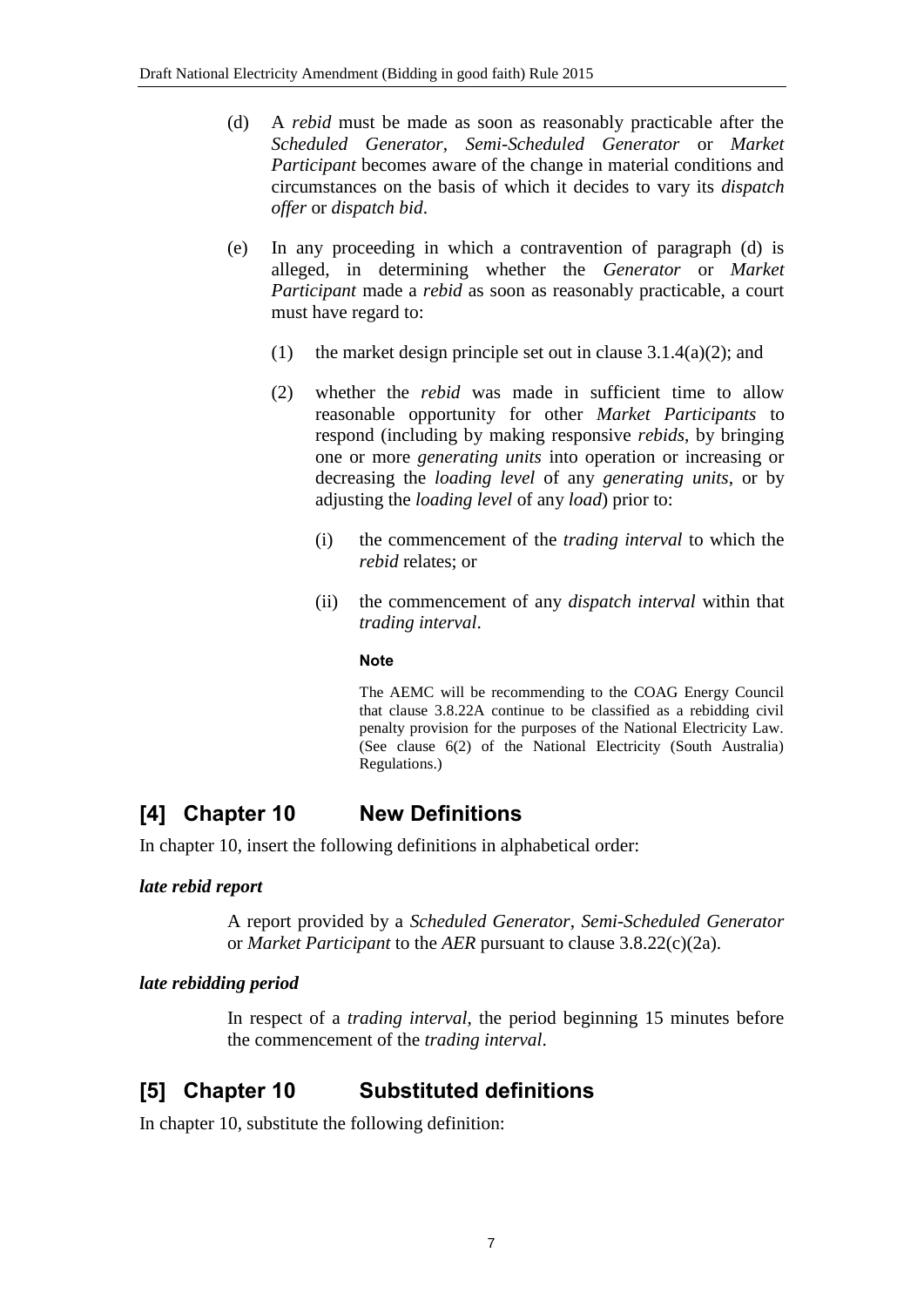(d) A *rebid* must be made as soon as reasonably practicable after the *Scheduled Generator*, *Semi-Scheduled Generator* or *Market Participant* becomes aware of the change in material conditions and circumstances on the basis of which it decides to vary its *dispatch offer* or *dispatch bid*.

(e) In any proceeding in which a contravention of paragraph (d) is alleged, in determining whether the *Generator* or *Market Participant* made a *rebid* as soon as reasonably practicable, a court must have regard to:

(1) the market design principle set out in clause 3.1.4(a)(2); and

(2) whether the *rebid* was made in sufficient time to allow reasonable opportunity for other *Market Participants* to respond (including by making responsive *rebids*, by bringing one or more *generating units* into operation or increasing or decreasing the *loading level* of any *generating units*, or by adjusting the *loading level* of any *load*) prior to:

(i) the commencement of the *trading interval* to which the *rebid* relates; or

(ii) the commencement of any *dispatch interval* within that *trading interval*.

**Note**

The AEMC will be recommending to the COAG Energy Council that clause 3.8.22A continue to be classified as a rebidding civil penalty provision for the purposes of the National Electricity Law. (See clause 6(2) of the National Electricity (South Australia) Regulations.)

## [4] Chapter 10 New Definitions

In chapter 10, insert the following definitions in alphabetical order:

***late rebid report***

A report provided by a *Scheduled Generator*, *Semi-Scheduled Generator* or *Market Participant* to the *AER* pursuant to clause 3.8.22(c)(2a).

***late rebidding period***

In respect of a *trading interval*, the period beginning 15 minutes before the commencement of the *trading interval*.

## [5] Chapter 10 Substituted definitions

In chapter 10, substitute the following definition: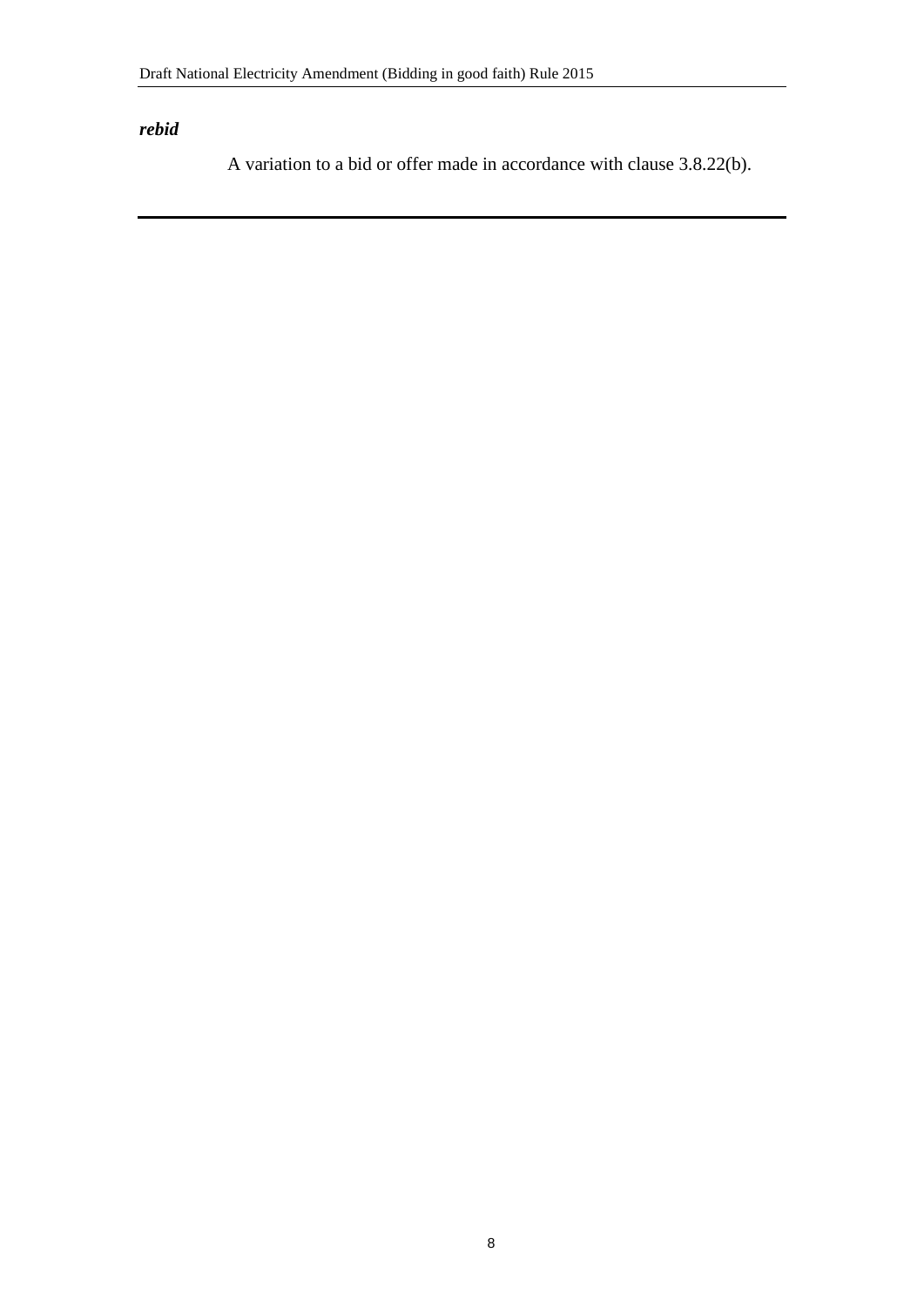***rebid***

A variation to a bid or offer made in accordance with clause 3.8.22(b).